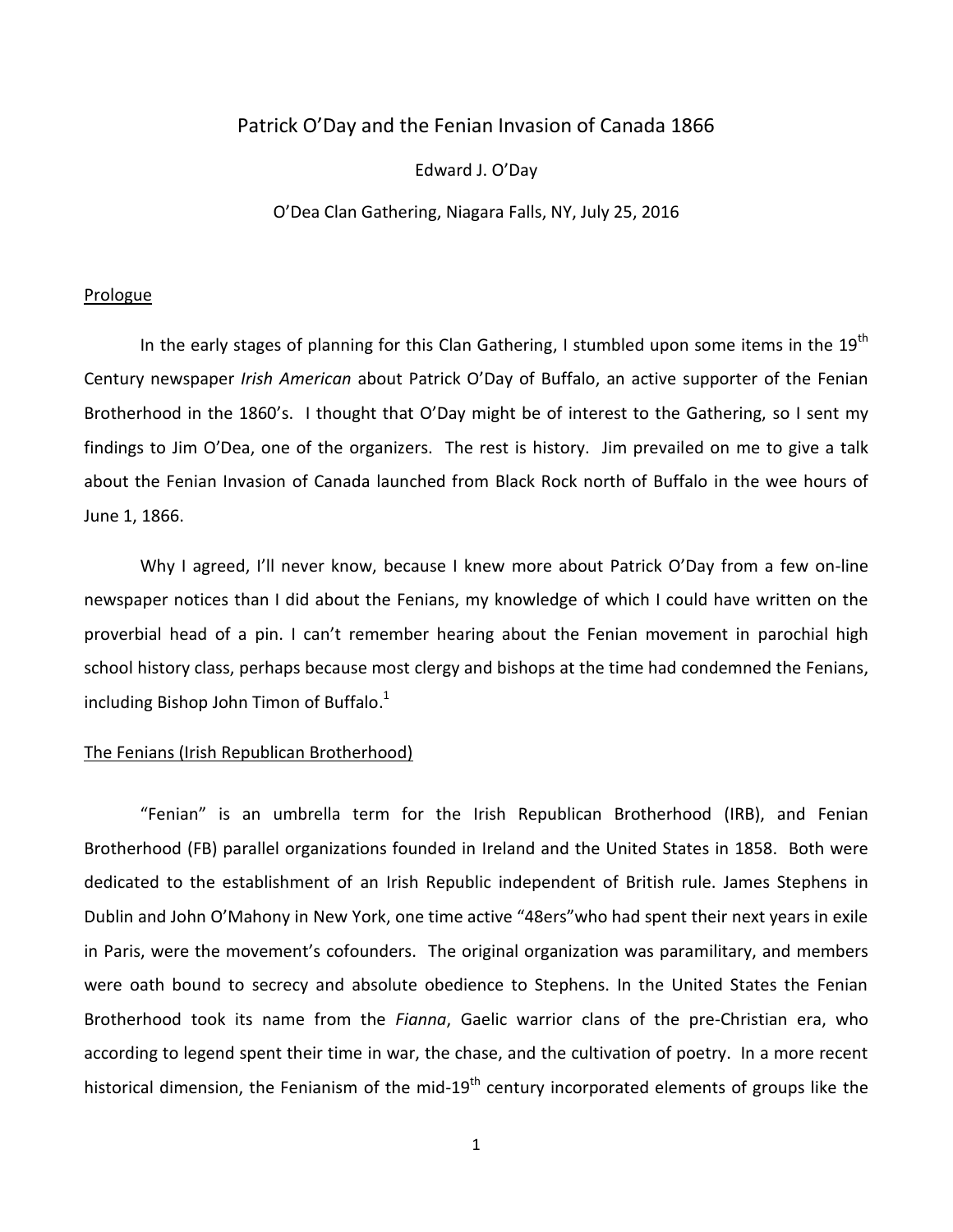# Patrick O'Day and the Fenian Invasion of Canada 1866

Edward J. O'Day

O'Dea Clan Gathering, Niagara Falls, NY, July 25, 2016

## Prologue

In the early stages of planning for this Clan Gathering, I stumbled upon some items in the 19th Century newspaper *Irish American* about Patrick O'Day of Buffalo, an active supporter of the Fenian Brotherhood in the 1860's. I thought that O'Day might be of interest to the Gathering, so I sent my findings to Jim O'Dea, one of the organizers. The rest is history. Jim prevailed on me to give a talk about the Fenian Invasion of Canada launched from Black Rock north of Buffalo in the wee hours of June 1, 1866.

Why I agreed, I'll never know, because I knew more about Patrick O'Day from a few on-line newspaper notices than I did about the Fenians, my knowledge of which I could have written on the proverbial head of a pin. I can't remember hearing about the Fenian movement in parochial high school history class, perhaps because most clergy and bishops at the time had condemned the Fenians, including Bishop John Timon of Buffalo.[1]

## The Fenians (Irish Republican Brotherhood)

"Fenian" is an umbrella term for the Irish Republican Brotherhood (IRB), and Fenian Brotherhood (FB) parallel organizations founded in Ireland and the United States in 1858. Both were dedicated to the establishment of an Irish Republic independent of British rule. James Stephens in Dublin and John O'Mahony in New York, one time active "48ers"who had spent their next years in exile in Paris, were the movement's cofounders. The original organization was paramilitary, and members were oath bound to secrecy and absolute obedience to Stephens. In the United States the Fenian Brotherhood took its name from the *Fianna*, Gaelic warrior clans of the pre-Christian era, who according to legend spent their time in war, the chase, and the cultivation of poetry. In a more recent historical dimension, the Fenianism of the mid-19th century incorporated elements of groups like the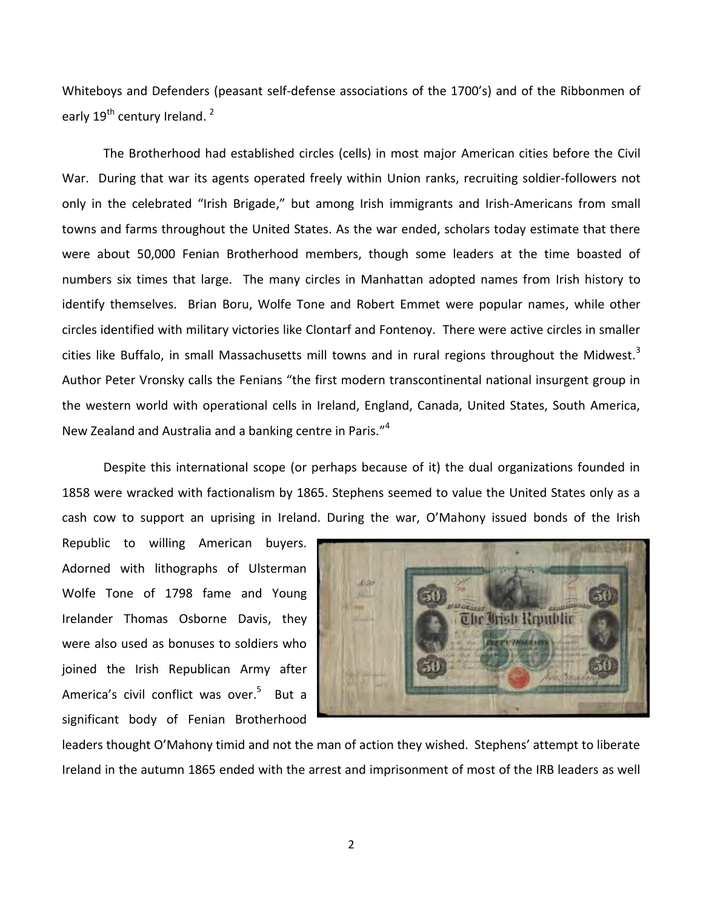Whiteboys and Defenders (peasant self-defense associations of the 1700's) and of the Ribbonmen of early 19th century Ireland. [2]

The Brotherhood had established circles (cells) in most major American cities before the Civil War. During that war its agents operated freely within Union ranks, recruiting soldier-followers not only in the celebrated "Irish Brigade," but among Irish immigrants and Irish-Americans from small towns and farms throughout the United States. As the war ended, scholars today estimate that there were about 50,000 Fenian Brotherhood members, though some leaders at the time boasted of numbers six times that large. The many circles in Manhattan adopted names from Irish history to identify themselves. Brian Boru, Wolfe Tone and Robert Emmet were popular names, while other circles identified with military victories like Clontarf and Fontenoy. There were active circles in smaller cities like Buffalo, in small Massachusetts mill towns and in rural regions throughout the Midwest.[3] Author Peter Vronsky calls the Fenians "the first modern transcontinental national insurgent group in the western world with operational cells in Ireland, England, Canada, United States, South America, New Zealand and Australia and a banking centre in Paris."[4]

Despite this international scope (or perhaps because of it) the dual organizations founded in 1858 were wracked with factionalism by 1865. Stephens seemed to value the United States only as a cash cow to support an uprising in Ireland. During the war, O'Mahony issued bonds of the Irish Republic to willing American buyers. Adorned with lithographs of Ulsterman Wolfe Tone of 1798 fame and Young Irelander Thomas Osborne Davis, they were also used as bonuses to soldiers who joined the Irish Republican Army after America's civil conflict was over.[5] But a significant body of Fenian Brotherhood leaders thought O'Mahony timid and not the man of action they wished. Stephens' attempt to liberate Ireland in the autumn 1865 ended with the arrest and imprisonment of most of the IRB leaders as well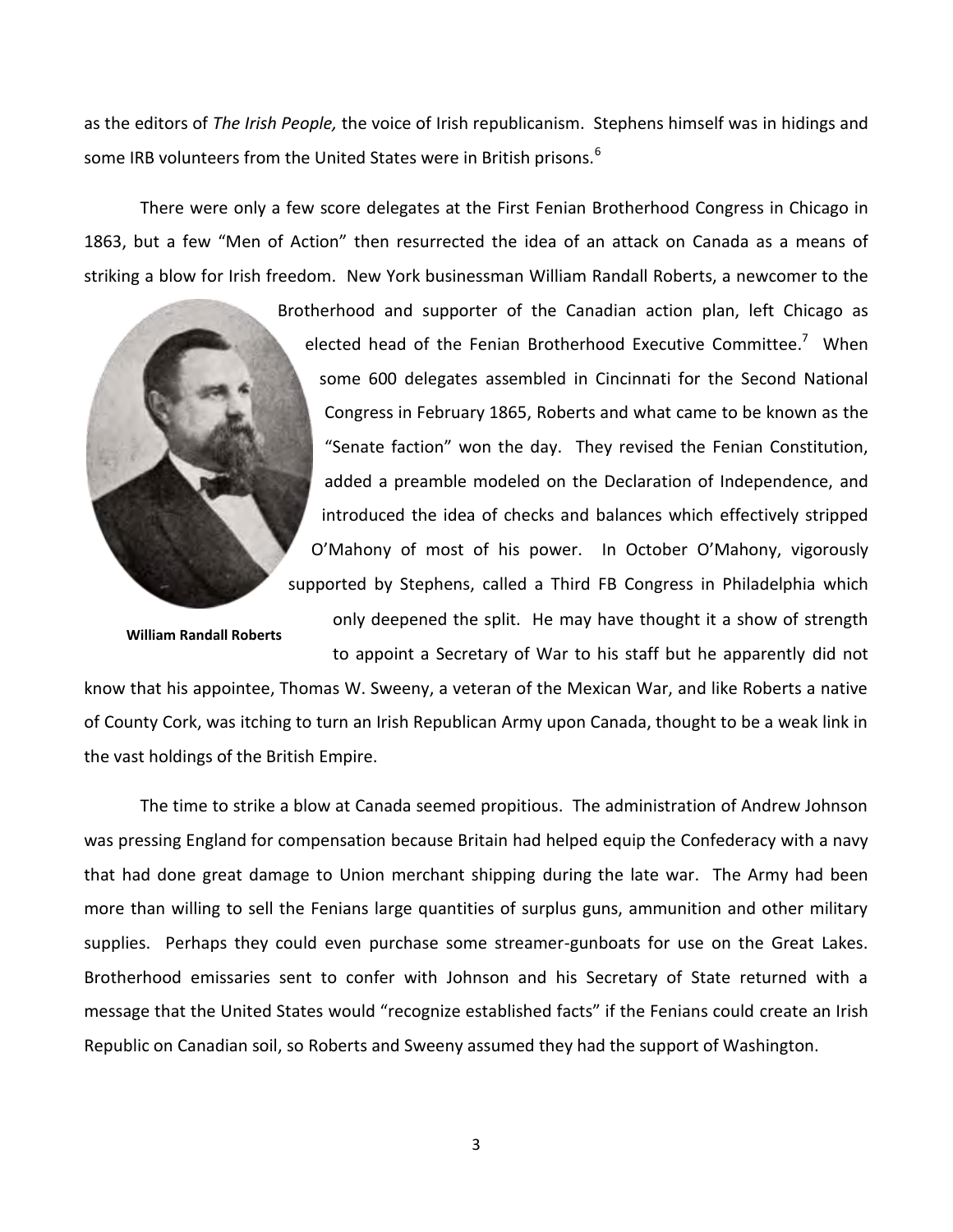as the editors of *The Irish People,* the voice of Irish republicanism. Stephens himself was in hidings and some IRB volunteers from the United States were in British prisons.[6]

There were only a few score delegates at the First Fenian Brotherhood Congress in Chicago in 1863, but a few "Men of Action" then resurrected the idea of an attack on Canada as a means of striking a blow for Irish freedom. New York businessman William Randall Roberts, a newcomer to the Brotherhood and supporter of the Canadian action plan, left Chicago as elected head of the Fenian Brotherhood Executive Committee.[7] When some 600 delegates assembled in Cincinnati for the Second National Congress in February 1865, Roberts and what came to be known as the "Senate faction" won the day. They revised the Fenian Constitution, added a preamble modeled on the Declaration of Independence, and introduced the idea of checks and balances which effectively stripped O'Mahony of most of his power. In October O'Mahony, vigorously supported by Stephens, called a Third FB Congress in Philadelphia which only deepened the split. He may have thought it a show of strength to appoint a Secretary of War to his staff but he apparently did not know that his appointee, Thomas W. Sweeny, a veteran of the Mexican War, and like Roberts a native of County Cork, was itching to turn an Irish Republican Army upon Canada, thought to be a weak link in the vast holdings of the British Empire.

**William Randall Roberts**

The time to strike a blow at Canada seemed propitious. The administration of Andrew Johnson was pressing England for compensation because Britain had helped equip the Confederacy with a navy that had done great damage to Union merchant shipping during the late war. The Army had been more than willing to sell the Fenians large quantities of surplus guns, ammunition and other military supplies. Perhaps they could even purchase some streamer-gunboats for use on the Great Lakes. Brotherhood emissaries sent to confer with Johnson and his Secretary of State returned with a message that the United States would "recognize established facts" if the Fenians could create an Irish Republic on Canadian soil, so Roberts and Sweeny assumed they had the support of Washington.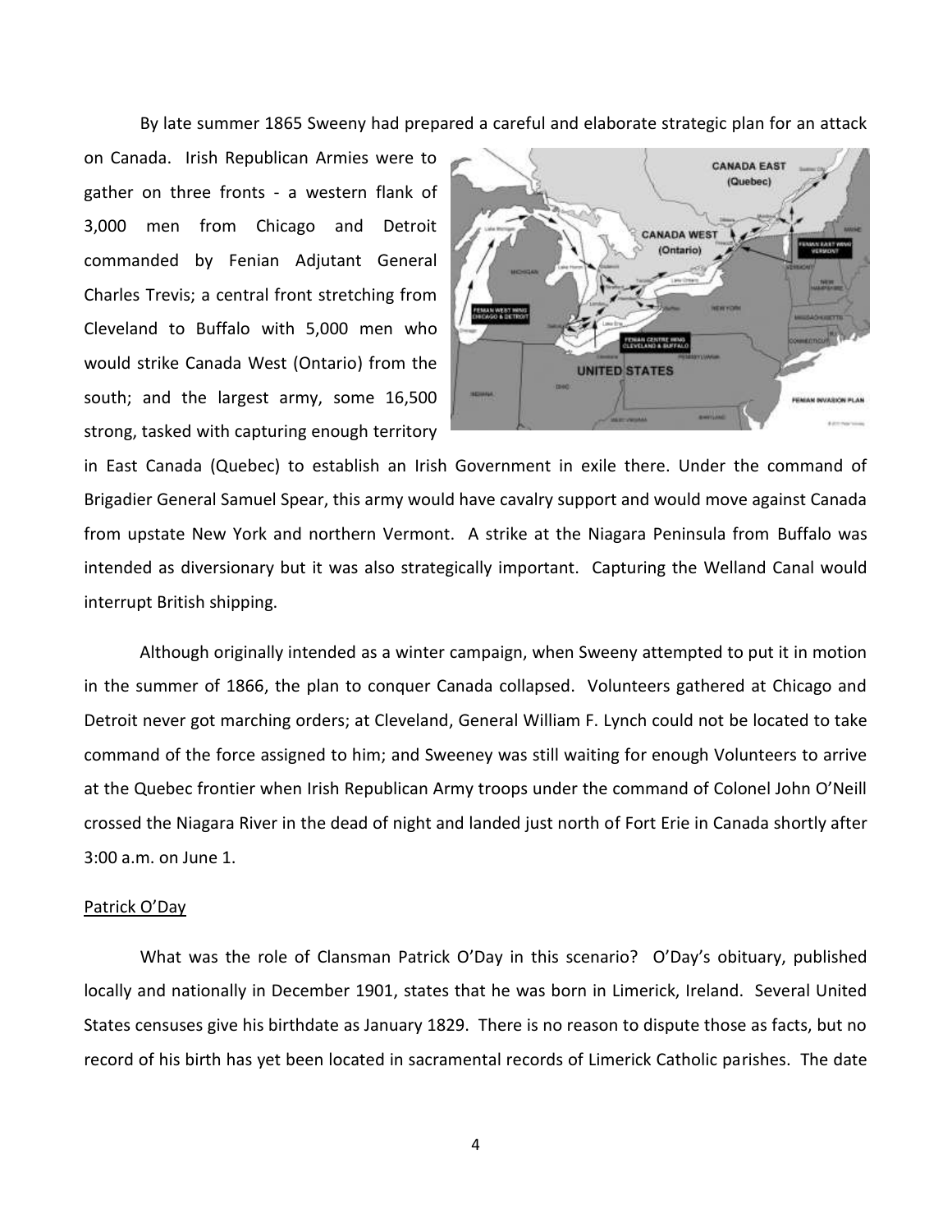By late summer 1865 Sweeny had prepared a careful and elaborate strategic plan for an attack on Canada. Irish Republican Armies were to gather on three fronts - a western flank of 3,000 men from Chicago and Detroit commanded by Fenian Adjutant General Charles Trevis; a central front stretching from Cleveland to Buffalo with 5,000 men who would strike Canada West (Ontario) from the south; and the largest army, some 16,500 strong, tasked with capturing enough territory in East Canada (Quebec) to establish an Irish Government in exile there. Under the command of Brigadier General Samuel Spear, this army would have cavalry support and would move against Canada from upstate New York and northern Vermont. A strike at the Niagara Peninsula from Buffalo was intended as diversionary but it was also strategically important. Capturing the Welland Canal would interrupt British shipping.

Although originally intended as a winter campaign, when Sweeny attempted to put it in motion in the summer of 1866, the plan to conquer Canada collapsed. Volunteers gathered at Chicago and Detroit never got marching orders; at Cleveland, General William F. Lynch could not be located to take command of the force assigned to him; and Sweeney was still waiting for enough Volunteers to arrive at the Quebec frontier when Irish Republican Army troops under the command of Colonel John O'Neill crossed the Niagara River in the dead of night and landed just north of Fort Erie in Canada shortly after 3:00 a.m. on June 1.

<u>Patrick O'Day</u>

What was the role of Clansman Patrick O'Day in this scenario? O'Day's obituary, published locally and nationally in December 1901, states that he was born in Limerick, Ireland. Several United States censuses give his birthdate as January 1829. There is no reason to dispute those as facts, but no record of his birth has yet been located in sacramental records of Limerick Catholic parishes. The date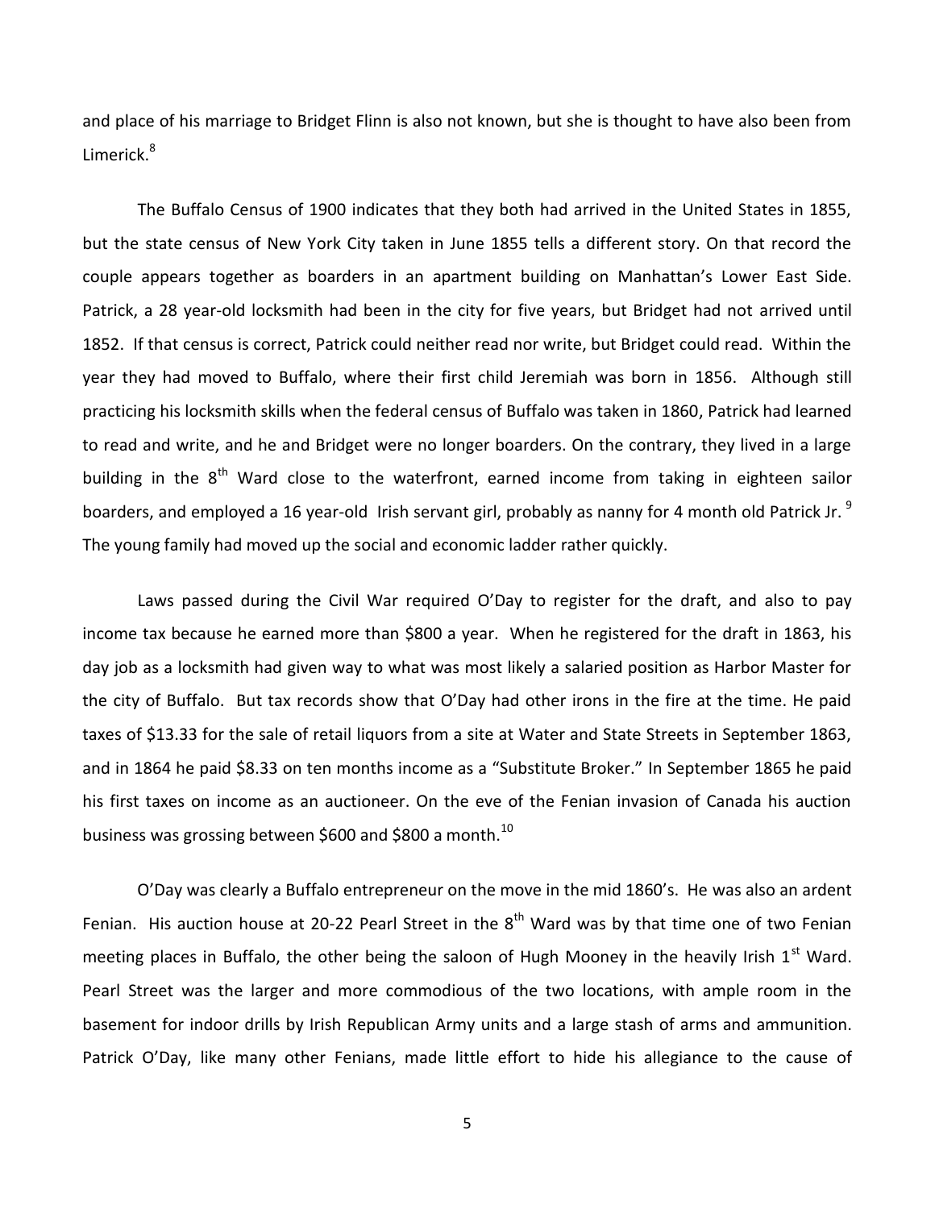and place of his marriage to Bridget Flinn is also not known, but she is thought to have also been from Limerick.[8]

The Buffalo Census of 1900 indicates that they both had arrived in the United States in 1855, but the state census of New York City taken in June 1855 tells a different story. On that record the couple appears together as boarders in an apartment building on Manhattan's Lower East Side. Patrick, a 28 year-old locksmith had been in the city for five years, but Bridget had not arrived until 1852. If that census is correct, Patrick could neither read nor write, but Bridget could read. Within the year they had moved to Buffalo, where their first child Jeremiah was born in 1856. Although still practicing his locksmith skills when the federal census of Buffalo was taken in 1860, Patrick had learned to read and write, and he and Bridget were no longer boarders. On the contrary, they lived in a large building in the 8th Ward close to the waterfront, earned income from taking in eighteen sailor boarders, and employed a 16 year-old Irish servant girl, probably as nanny for 4 month old Patrick Jr.[9] The young family had moved up the social and economic ladder rather quickly.

Laws passed during the Civil War required O'Day to register for the draft, and also to pay income tax because he earned more than $800 a year. When he registered for the draft in 1863, his day job as a locksmith had given way to what was most likely a salaried position as Harbor Master for the city of Buffalo. But tax records show that O'Day had other irons in the fire at the time. He paid taxes of $13.33 for the sale of retail liquors from a site at Water and State Streets in September 1863, and in 1864 he paid $8.33 on ten months income as a "Substitute Broker." In September 1865 he paid his first taxes on income as an auctioneer. On the eve of the Fenian invasion of Canada his auction business was grossing between $600 and $800 a month.[10]

O'Day was clearly a Buffalo entrepreneur on the move in the mid 1860's. He was also an ardent Fenian. His auction house at 20-22 Pearl Street in the 8th Ward was by that time one of two Fenian meeting places in Buffalo, the other being the saloon of Hugh Mooney in the heavily Irish 1st Ward. Pearl Street was the larger and more commodious of the two locations, with ample room in the basement for indoor drills by Irish Republican Army units and a large stash of arms and ammunition. Patrick O'Day, like many other Fenians, made little effort to hide his allegiance to the cause of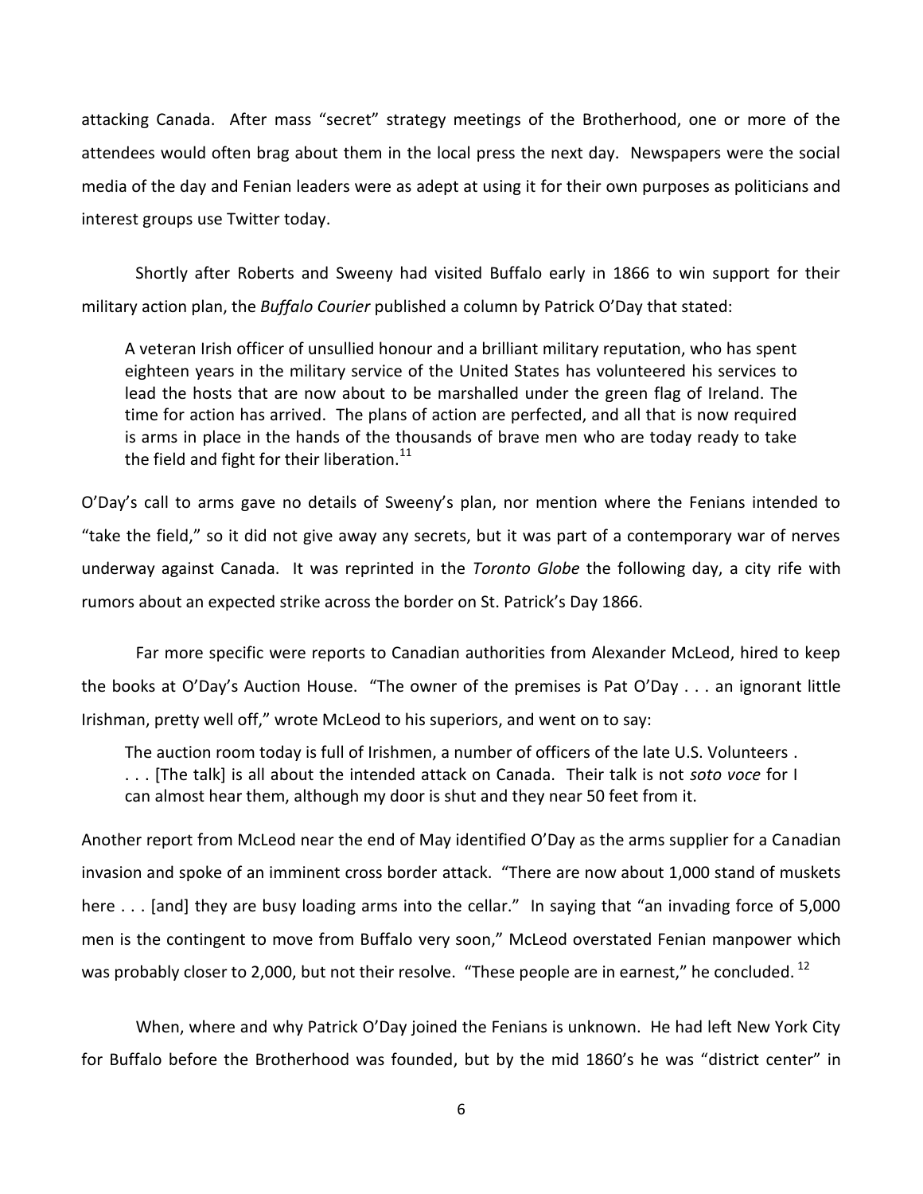attacking Canada. After mass "secret" strategy meetings of the Brotherhood, one or more of the attendees would often brag about them in the local press the next day. Newspapers were the social media of the day and Fenian leaders were as adept at using it for their own purposes as politicians and interest groups use Twitter today.

Shortly after Roberts and Sweeny had visited Buffalo early in 1866 to win support for their military action plan, the *Buffalo Courier* published a column by Patrick O'Day that stated:

> A veteran Irish officer of unsullied honour and a brilliant military reputation, who has spent eighteen years in the military service of the United States has volunteered his services to lead the hosts that are now about to be marshalled under the green flag of Ireland. The time for action has arrived. The plans of action are perfected, and all that is now required is arms in place in the hands of the thousands of brave men who are today ready to take the field and fight for their liberation.[11]

O'Day's call to arms gave no details of Sweeny's plan, nor mention where the Fenians intended to "take the field," so it did not give away any secrets, but it was part of a contemporary war of nerves underway against Canada. It was reprinted in the *Toronto Globe* the following day, a city rife with rumors about an expected strike across the border on St. Patrick's Day 1866.

Far more specific were reports to Canadian authorities from Alexander McLeod, hired to keep the books at O'Day's Auction House. "The owner of the premises is Pat O'Day . . . an ignorant little Irishman, pretty well off," wrote McLeod to his superiors, and went on to say:

> The auction room today is full of Irishmen, a number of officers of the late U.S. Volunteers . . . . [The talk] is all about the intended attack on Canada. Their talk is not *soto voce* for I can almost hear them, although my door is shut and they near 50 feet from it.

Another report from McLeod near the end of May identified O'Day as the arms supplier for a Canadian invasion and spoke of an imminent cross border attack. "There are now about 1,000 stand of muskets here . . . [and] they are busy loading arms into the cellar." In saying that "an invading force of 5,000 men is the contingent to move from Buffalo very soon," McLeod overstated Fenian manpower which was probably closer to 2,000, but not their resolve. "These people are in earnest," he concluded.[12]

When, where and why Patrick O'Day joined the Fenians is unknown. He had left New York City for Buffalo before the Brotherhood was founded, but by the mid 1860's he was "district center" in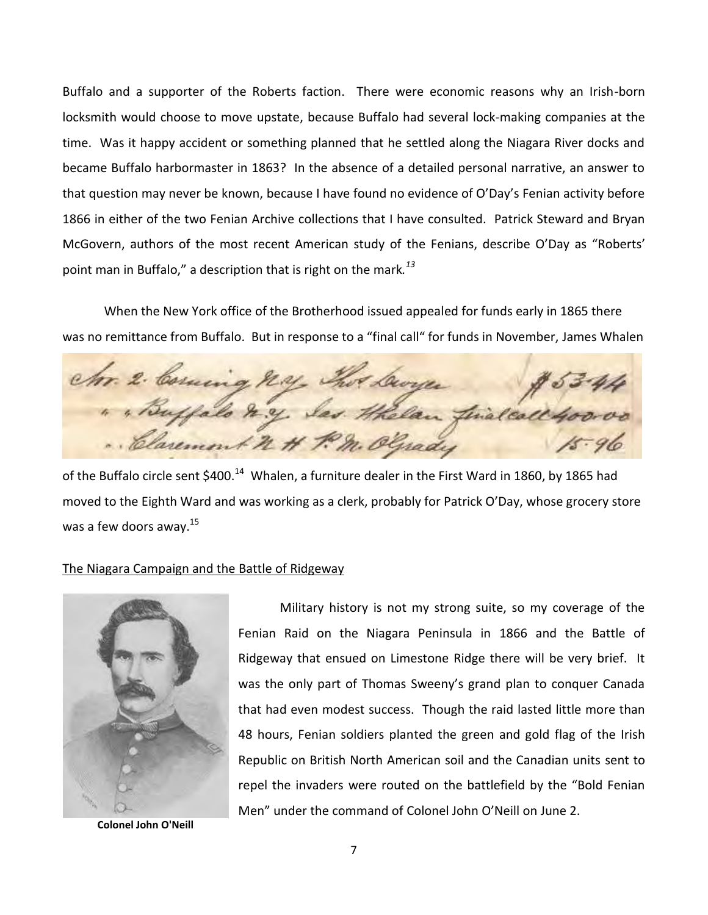Buffalo and a supporter of the Roberts faction. There were economic reasons why an Irish-born locksmith would choose to move upstate, because Buffalo had several lock-making companies at the time. Was it happy accident or something planned that he settled along the Niagara River docks and became Buffalo harbormaster in 1863? In the absence of a detailed personal narrative, an answer to that question may never be known, because I have found no evidence of O'Day's Fenian activity before 1866 in either of the two Fenian Archive collections that I have consulted. Patrick Steward and Bryan McGovern, authors of the most recent American study of the Fenians, describe O'Day as "Roberts' point man in Buffalo," a description that is right on the mark.[13]

When the New York office of the Brotherhood issued appealed for funds early in 1865 there was no remittance from Buffalo. But in response to a "final call" for funds in November, James Whalen of the Buffalo circle sent $400.[14] Whalen, a furniture dealer in the First Ward in 1860, by 1865 had moved to the Eighth Ward and was working as a clerk, probably for Patrick O'Day, whose grocery store was a few doors away.[15]

## The Niagara Campaign and the Battle of Ridgeway

Military history is not my strong suite, so my coverage of the Fenian Raid on the Niagara Peninsula in 1866 and the Battle of Ridgeway that ensued on Limestone Ridge there will be very brief. It was the only part of Thomas Sweeny's grand plan to conquer Canada that had even modest success. Though the raid lasted little more than 48 hours, Fenian soldiers planted the green and gold flag of the Irish Republic on British North American soil and the Canadian units sent to repel the invaders were routed on the battlefield by the "Bold Fenian Men" under the command of Colonel John O'Neill on June 2.

**Colonel John O'Neill**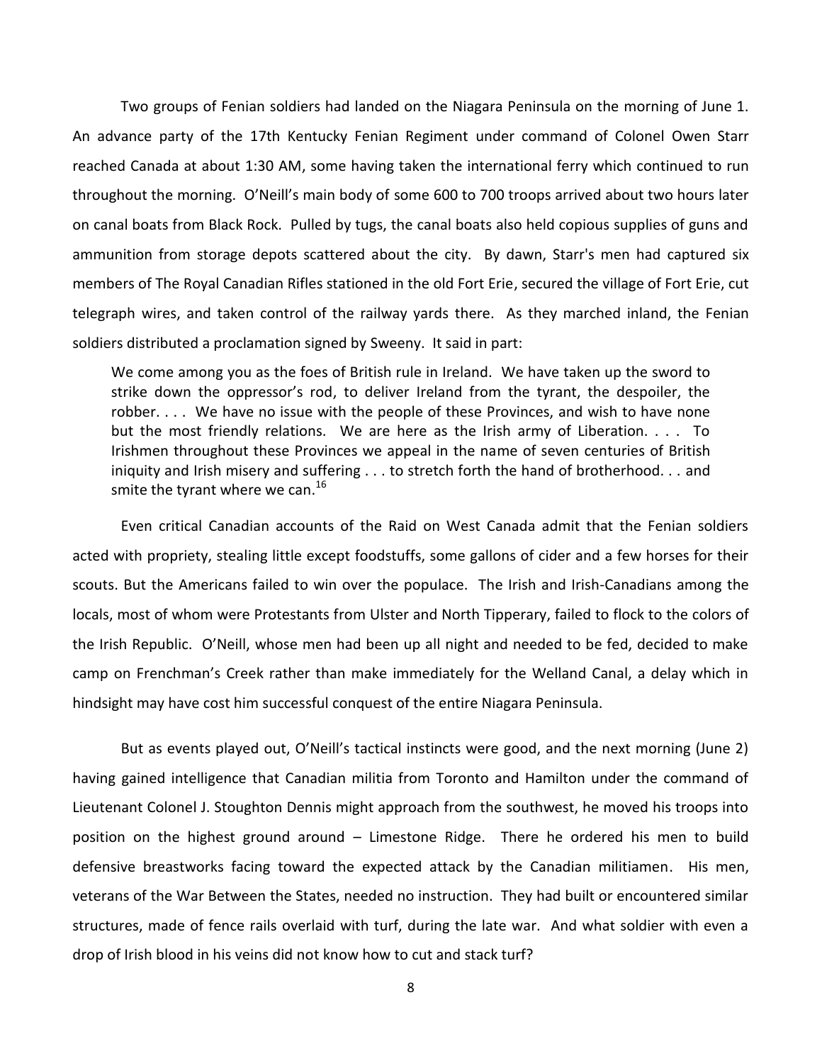Two groups of Fenian soldiers had landed on the Niagara Peninsula on the morning of June 1. An advance party of the 17th Kentucky Fenian Regiment under command of Colonel Owen Starr reached Canada at about 1:30 AM, some having taken the international ferry which continued to run throughout the morning. O'Neill's main body of some 600 to 700 troops arrived about two hours later on canal boats from Black Rock. Pulled by tugs, the canal boats also held copious supplies of guns and ammunition from storage depots scattered about the city. By dawn, Starr's men had captured six members of The Royal Canadian Rifles stationed in the old Fort Erie, secured the village of Fort Erie, cut telegraph wires, and taken control of the railway yards there. As they marched inland, the Fenian soldiers distributed a proclamation signed by Sweeny. It said in part:

> We come among you as the foes of British rule in Ireland. We have taken up the sword to strike down the oppressor's rod, to deliver Ireland from the tyrant, the despoiler, the robber. . . . We have no issue with the people of these Provinces, and wish to have none but the most friendly relations. We are here as the Irish army of Liberation. . . . To Irishmen throughout these Provinces we appeal in the name of seven centuries of British iniquity and Irish misery and suffering . . . to stretch forth the hand of brotherhood. . . and smite the tyrant where we can.[16]

Even critical Canadian accounts of the Raid on West Canada admit that the Fenian soldiers acted with propriety, stealing little except foodstuffs, some gallons of cider and a few horses for their scouts. But the Americans failed to win over the populace. The Irish and Irish-Canadians among the locals, most of whom were Protestants from Ulster and North Tipperary, failed to flock to the colors of the Irish Republic. O'Neill, whose men had been up all night and needed to be fed, decided to make camp on Frenchman's Creek rather than make immediately for the Welland Canal, a delay which in hindsight may have cost him successful conquest of the entire Niagara Peninsula.

But as events played out, O'Neill's tactical instincts were good, and the next morning (June 2) having gained intelligence that Canadian militia from Toronto and Hamilton under the command of Lieutenant Colonel J. Stoughton Dennis might approach from the southwest, he moved his troops into position on the highest ground around – Limestone Ridge. There he ordered his men to build defensive breastworks facing toward the expected attack by the Canadian militiamen. His men, veterans of the War Between the States, needed no instruction. They had built or encountered similar structures, made of fence rails overlaid with turf, during the late war. And what soldier with even a drop of Irish blood in his veins did not know how to cut and stack turf?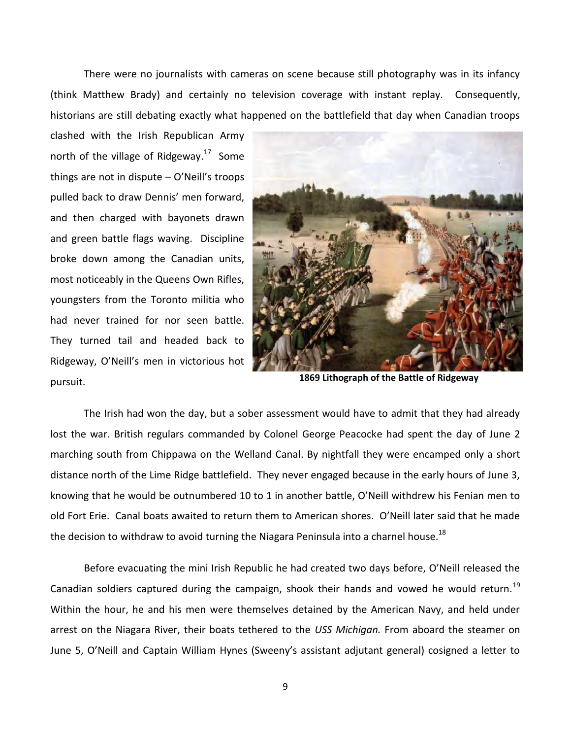There were no journalists with cameras on scene because still photography was in its infancy (think Matthew Brady) and certainly no television coverage with instant replay. Consequently, historians are still debating exactly what happened on the battlefield that day when Canadian troops clashed with the Irish Republican Army north of the village of Ridgeway.[17] Some things are not in dispute – O'Neill's troops pulled back to draw Dennis' men forward, and then charged with bayonets drawn and green battle flags waving. Discipline broke down among the Canadian units, most noticeably in the Queens Own Rifles, youngsters from the Toronto militia who had never trained for nor seen battle. They turned tail and headed back to Ridgeway, O'Neill's men in victorious hot pursuit.

**1869 Lithograph of the Battle of Ridgeway**

The Irish had won the day, but a sober assessment would have to admit that they had already lost the war. British regulars commanded by Colonel George Peacocke had spent the day of June 2 marching south from Chippawa on the Welland Canal. By nightfall they were encamped only a short distance north of the Lime Ridge battlefield. They never engaged because in the early hours of June 3, knowing that he would be outnumbered 10 to 1 in another battle, O'Neill withdrew his Fenian men to old Fort Erie. Canal boats awaited to return them to American shores. O'Neill later said that he made the decision to withdraw to avoid turning the Niagara Peninsula into a charnel house.[18]

Before evacuating the mini Irish Republic he had created two days before, O'Neill released the Canadian soldiers captured during the campaign, shook their hands and vowed he would return.[19] Within the hour, he and his men were themselves detained by the American Navy, and held under arrest on the Niagara River, their boats tethered to the *USS Michigan.* From aboard the steamer on June 5, O'Neill and Captain William Hynes (Sweeny's assistant adjutant general) cosigned a letter to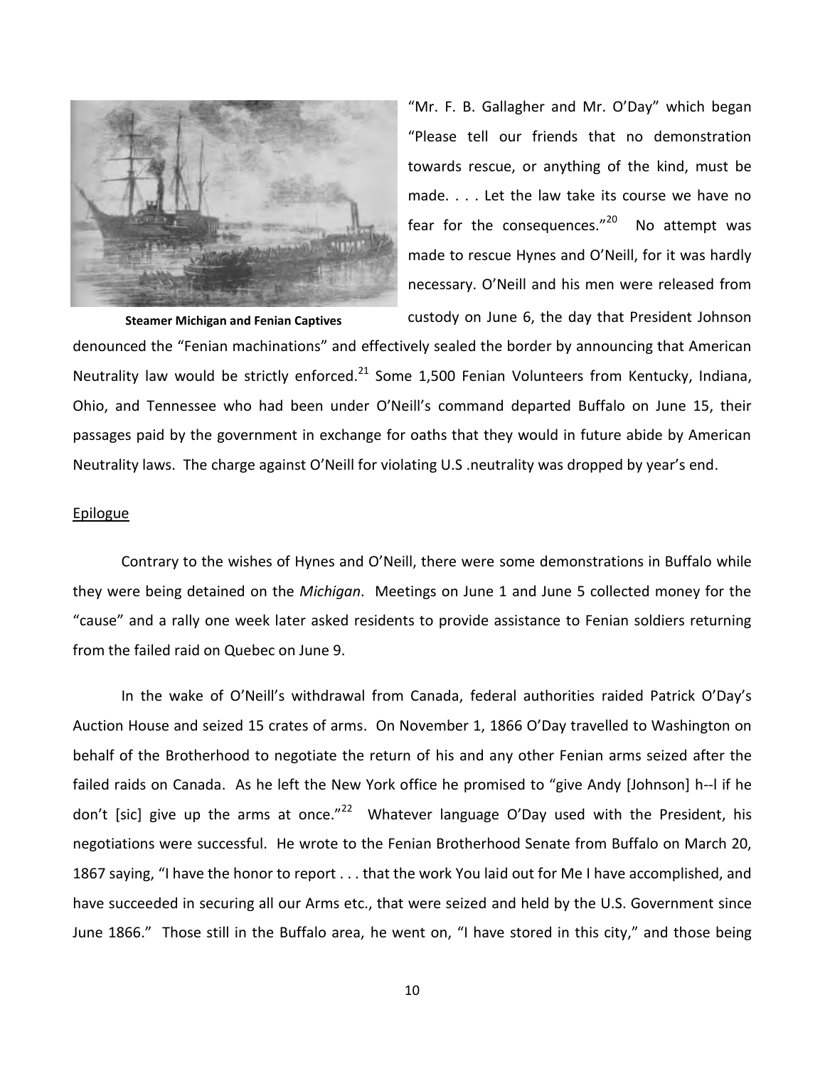Steamer Michigan and Fenian Captives

"Mr. F. B. Gallagher and Mr. O'Day" which began "Please tell our friends that no demonstration towards rescue, or anything of the kind, must be made. . . . Let the law take its course we have no fear for the consequences."[20] No attempt was made to rescue Hynes and O'Neill, for it was hardly necessary. O'Neill and his men were released from custody on June 6, the day that President Johnson denounced the "Fenian machinations" and effectively sealed the border by announcing that American Neutrality law would be strictly enforced.[21] Some 1,500 Fenian Volunteers from Kentucky, Indiana, Ohio, and Tennessee who had been under O'Neill's command departed Buffalo on June 15, their passages paid by the government in exchange for oaths that they would in future abide by American Neutrality laws. The charge against O'Neill for violating U.S .neutrality was dropped by year's end.

## Epilogue

Contrary to the wishes of Hynes and O'Neill, there were some demonstrations in Buffalo while they were being detained on the *Michigan*. Meetings on June 1 and June 5 collected money for the "cause" and a rally one week later asked residents to provide assistance to Fenian soldiers returning from the failed raid on Quebec on June 9.

In the wake of O'Neill's withdrawal from Canada, federal authorities raided Patrick O'Day's Auction House and seized 15 crates of arms. On November 1, 1866 O'Day travelled to Washington on behalf of the Brotherhood to negotiate the return of his and any other Fenian arms seized after the failed raids on Canada. As he left the New York office he promised to "give Andy [Johnson] h--l if he don't [sic] give up the arms at once."[22] Whatever language O'Day used with the President, his negotiations were successful. He wrote to the Fenian Brotherhood Senate from Buffalo on March 20, 1867 saying, "I have the honor to report . . . that the work You laid out for Me I have accomplished, and have succeeded in securing all our Arms etc., that were seized and held by the U.S. Government since June 1866." Those still in the Buffalo area, he went on, "I have stored in this city," and those being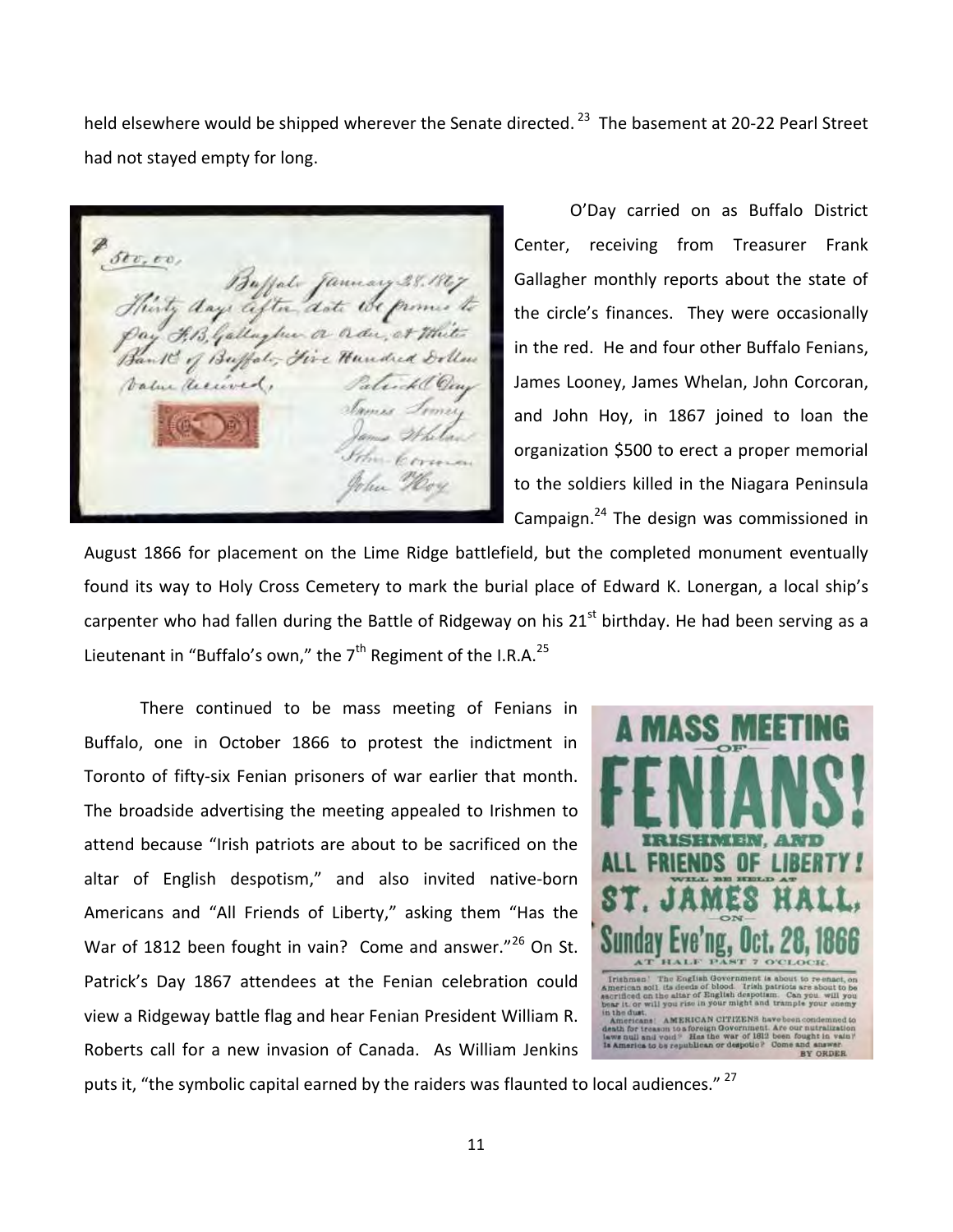held elsewhere would be shipped wherever the Senate directed.[23] The basement at 20-22 Pearl Street had not stayed empty for long.

O'Day carried on as Buffalo District Center, receiving from Treasurer Frank Gallagher monthly reports about the state of the circle's finances. They were occasionally in the red. He and four other Buffalo Fenians, James Looney, James Whelan, John Corcoran, and John Hoy, in 1867 joined to loan the organization $500 to erect a proper memorial to the soldiers killed in the Niagara Peninsula Campaign.[24] The design was commissioned in August 1866 for placement on the Lime Ridge battlefield, but the completed monument eventually found its way to Holy Cross Cemetery to mark the burial place of Edward K. Lonergan, a local ship's carpenter who had fallen during the Battle of Ridgeway on his 21st birthday. He had been serving as a Lieutenant in "Buffalo's own," the 7th Regiment of the I.R.A.[25]

There continued to be mass meeting of Fenians in Buffalo, one in October 1866 to protest the indictment in Toronto of fifty-six Fenian prisoners of war earlier that month. The broadside advertising the meeting appealed to Irishmen to attend because "Irish patriots are about to be sacrificed on the altar of English despotism," and also invited native-born Americans and "All Friends of Liberty," asking them "Has the War of 1812 been fought in vain? Come and answer."[26] On St. Patrick's Day 1867 attendees at the Fenian celebration could view a Ridgeway battle flag and hear Fenian President William R. Roberts call for a new invasion of Canada. As William Jenkins puts it, "the symbolic capital earned by the raiders was flaunted to local audiences."[27]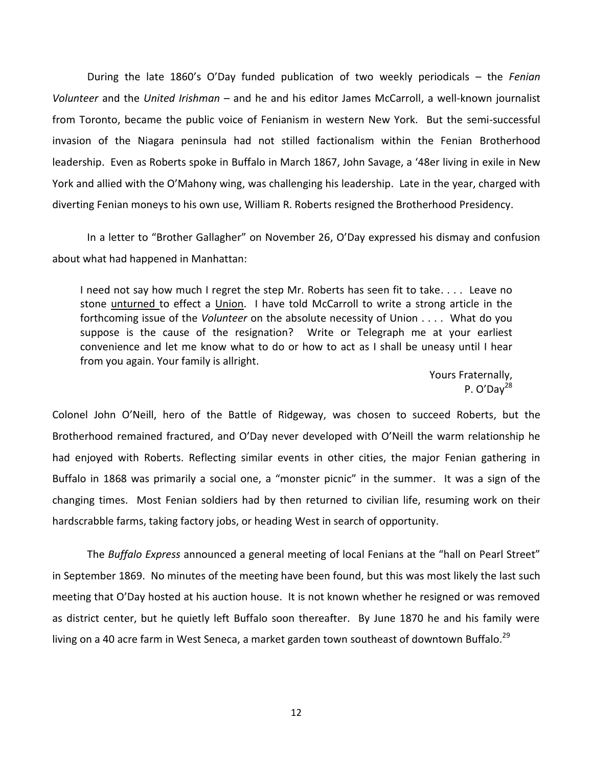During the late 1860's O'Day funded publication of two weekly periodicals – the *Fenian Volunteer* and the *United Irishman* – and he and his editor James McCarroll, a well-known journalist from Toronto, became the public voice of Fenianism in western New York. But the semi-successful invasion of the Niagara peninsula had not stilled factionalism within the Fenian Brotherhood leadership. Even as Roberts spoke in Buffalo in March 1867, John Savage, a '48er living in exile in New York and allied with the O'Mahony wing, was challenging his leadership. Late in the year, charged with diverting Fenian moneys to his own use, William R. Roberts resigned the Brotherhood Presidency.

In a letter to "Brother Gallagher" on November 26, O'Day expressed his dismay and confusion about what had happened in Manhattan:

> I need not say how much I regret the step Mr. Roberts has seen fit to take. . . . Leave no stone <u>unturned</u> to effect a <u>Union</u>. I have told McCarroll to write a strong article in the forthcoming issue of the *Volunteer* on the absolute necessity of Union . . . . What do you suppose is the cause of the resignation? Write or Telegraph me at your earliest convenience and let me know what to do or how to act as I shall be uneasy until I hear from you again. Your family is allright.
>
> Yours Fraternally,
> P. O'Day[28]

Colonel John O'Neill, hero of the Battle of Ridgeway, was chosen to succeed Roberts, but the Brotherhood remained fractured, and O'Day never developed with O'Neill the warm relationship he had enjoyed with Roberts. Reflecting similar events in other cities, the major Fenian gathering in Buffalo in 1868 was primarily a social one, a "monster picnic" in the summer. It was a sign of the changing times. Most Fenian soldiers had by then returned to civilian life, resuming work on their hardscrabble farms, taking factory jobs, or heading West in search of opportunity.

The *Buffalo Express* announced a general meeting of local Fenians at the "hall on Pearl Street" in September 1869. No minutes of the meeting have been found, but this was most likely the last such meeting that O'Day hosted at his auction house. It is not known whether he resigned or was removed as district center, but he quietly left Buffalo soon thereafter. By June 1870 he and his family were living on a 40 acre farm in West Seneca, a market garden town southeast of downtown Buffalo.[29]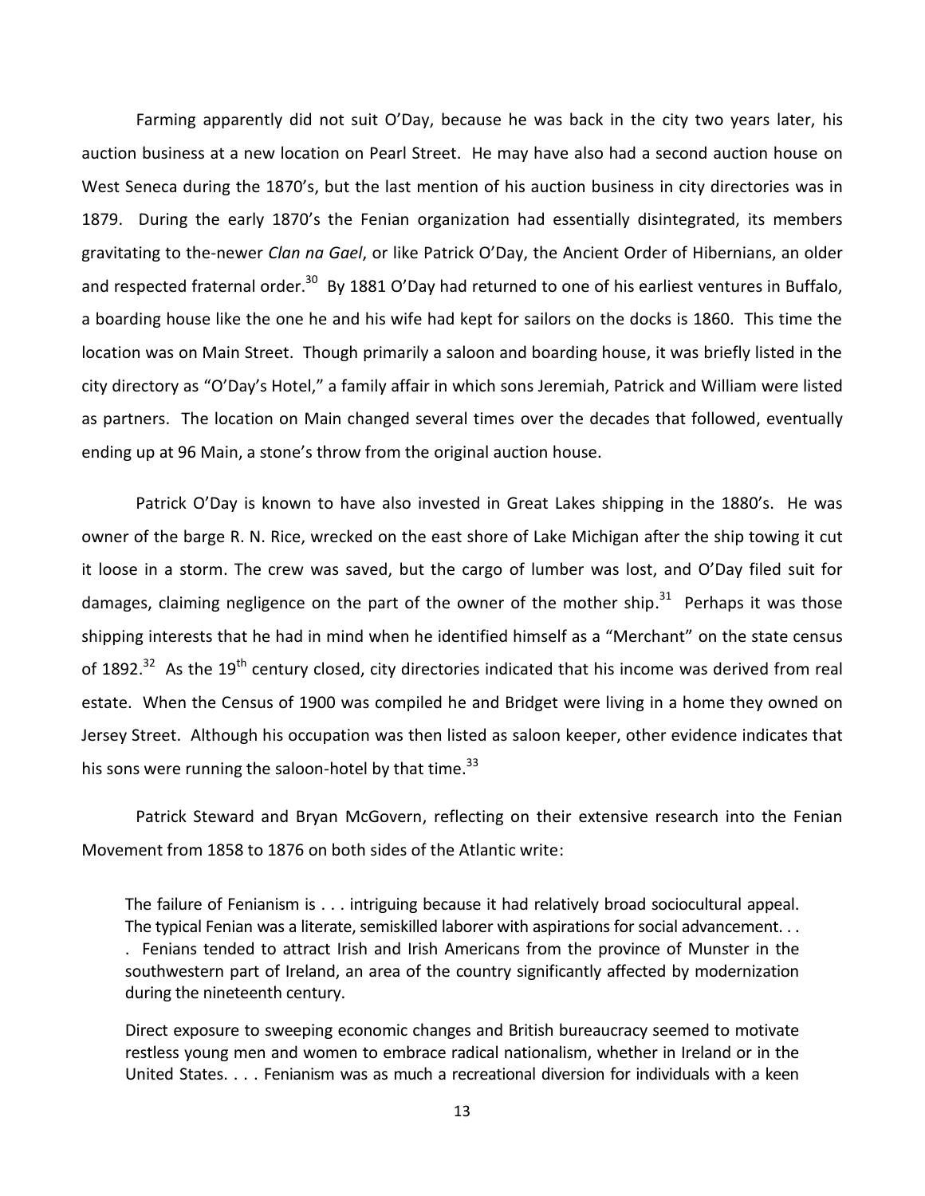Farming apparently did not suit O'Day, because he was back in the city two years later, his auction business at a new location on Pearl Street. He may have also had a second auction house on West Seneca during the 1870's, but the last mention of his auction business in city directories was in 1879. During the early 1870's the Fenian organization had essentially disintegrated, its members gravitating to the-newer *Clan na Gael*, or like Patrick O'Day, the Ancient Order of Hibernians, an older and respected fraternal order.[30] By 1881 O'Day had returned to one of his earliest ventures in Buffalo, a boarding house like the one he and his wife had kept for sailors on the docks is 1860. This time the location was on Main Street. Though primarily a saloon and boarding house, it was briefly listed in the city directory as "O'Day's Hotel," a family affair in which sons Jeremiah, Patrick and William were listed as partners. The location on Main changed several times over the decades that followed, eventually ending up at 96 Main, a stone's throw from the original auction house.

Patrick O'Day is known to have also invested in Great Lakes shipping in the 1880's. He was owner of the barge R. N. Rice, wrecked on the east shore of Lake Michigan after the ship towing it cut it loose in a storm. The crew was saved, but the cargo of lumber was lost, and O'Day filed suit for damages, claiming negligence on the part of the owner of the mother ship.[31] Perhaps it was those shipping interests that he had in mind when he identified himself as a "Merchant" on the state census of 1892.[32] As the 19th century closed, city directories indicated that his income was derived from real estate. When the Census of 1900 was compiled he and Bridget were living in a home they owned on Jersey Street. Although his occupation was then listed as saloon keeper, other evidence indicates that his sons were running the saloon-hotel by that time.[33]

Patrick Steward and Bryan McGovern, reflecting on their extensive research into the Fenian Movement from 1858 to 1876 on both sides of the Atlantic write:

> The failure of Fenianism is . . . intriguing because it had relatively broad sociocultural appeal. The typical Fenian was a literate, semiskilled laborer with aspirations for social advancement. . . . Fenians tended to attract Irish and Irish Americans from the province of Munster in the southwestern part of Ireland, an area of the country significantly affected by modernization during the nineteenth century.
>
> Direct exposure to sweeping economic changes and British bureaucracy seemed to motivate restless young men and women to embrace radical nationalism, whether in Ireland or in the United States. . . . Fenianism was as much a recreational diversion for individuals with a keen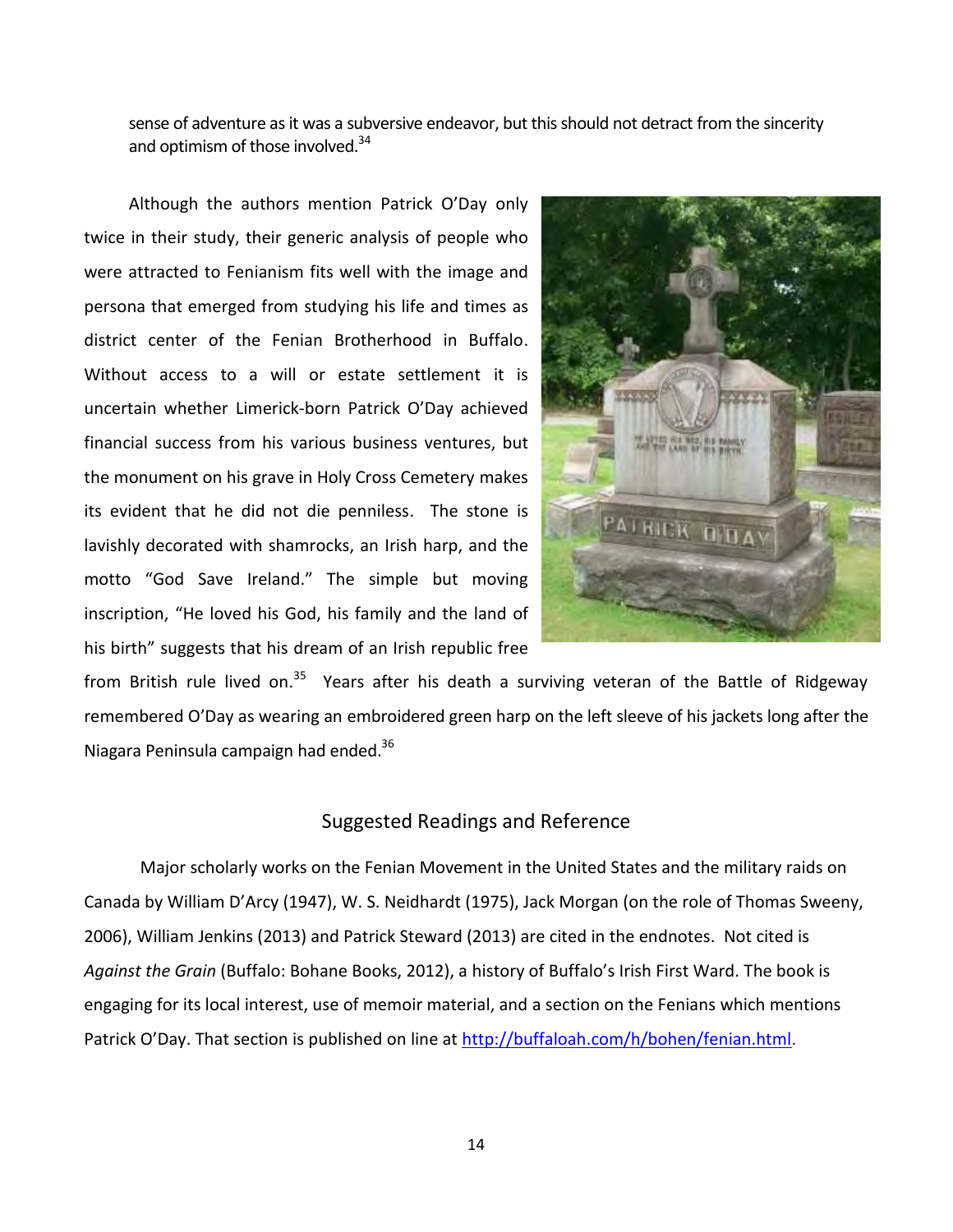sense of adventure as it was a subversive endeavor, but this should not detract from the sincerity and optimism of those involved.[34]

Although the authors mention Patrick O'Day only twice in their study, their generic analysis of people who were attracted to Fenianism fits well with the image and persona that emerged from studying his life and times as district center of the Fenian Brotherhood in Buffalo. Without access to a will or estate settlement it is uncertain whether Limerick-born Patrick O'Day achieved financial success from his various business ventures, but the monument on his grave in Holy Cross Cemetery makes its evident that he did not die penniless. The stone is lavishly decorated with shamrocks, an Irish harp, and the motto "God Save Ireland." The simple but moving inscription, "He loved his God, his family and the land of his birth" suggests that his dream of an Irish republic free from British rule lived on.[35] Years after his death a surviving veteran of the Battle of Ridgeway remembered O'Day as wearing an embroidered green harp on the left sleeve of his jackets long after the Niagara Peninsula campaign had ended.[36]

## Suggested Readings and Reference

Major scholarly works on the Fenian Movement in the United States and the military raids on Canada by William D'Arcy (1947), W. S. Neidhardt (1975), Jack Morgan (on the role of Thomas Sweeny, 2006), William Jenkins (2013) and Patrick Steward (2013) are cited in the endnotes. Not cited is *Against the Grain* (Buffalo: Bohane Books, 2012), a history of Buffalo's Irish First Ward. The book is engaging for its local interest, use of memoir material, and a section on the Fenians which mentions Patrick O'Day. That section is published on line at http://buffaloah.com/h/bohen/fenian.html.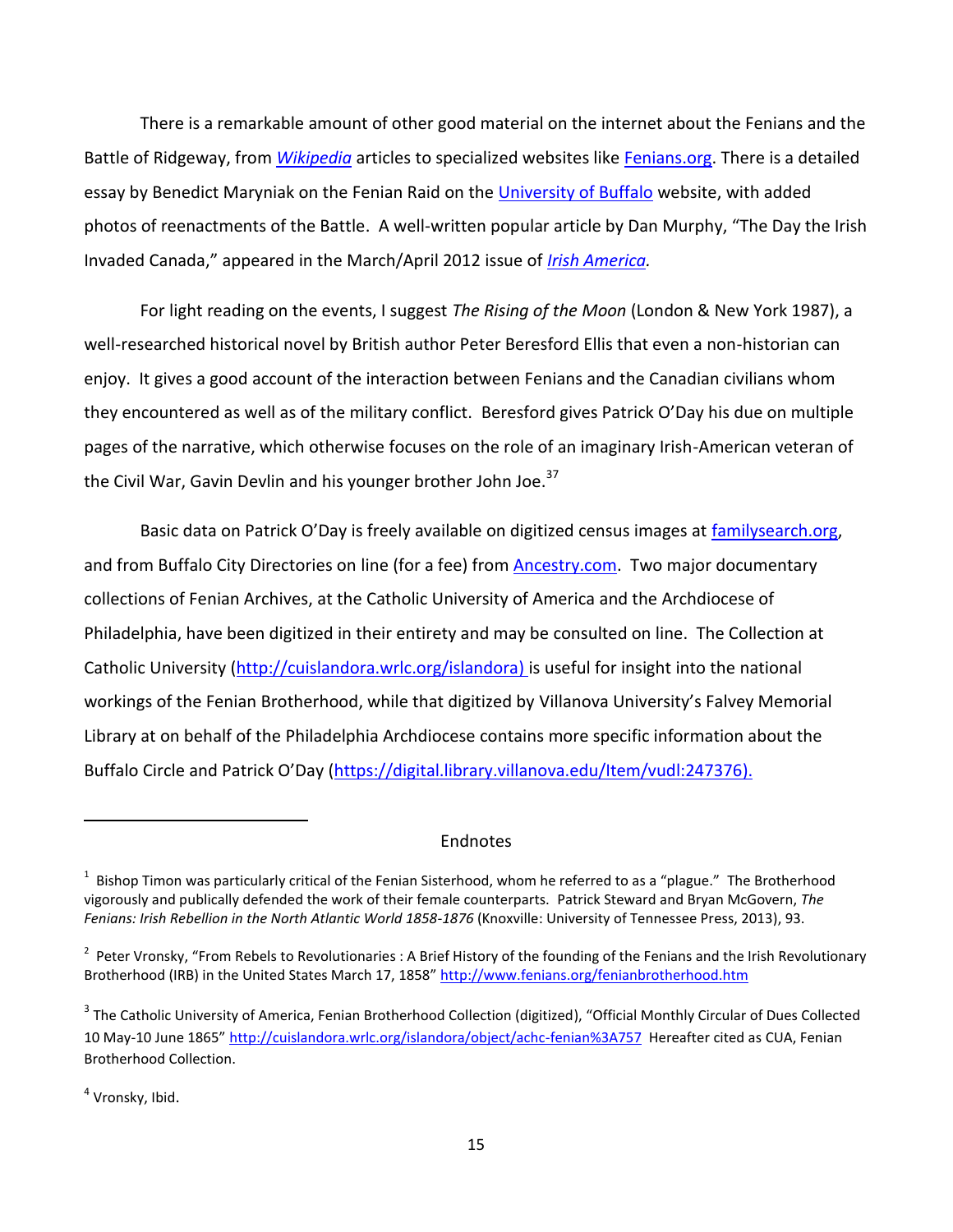There is a remarkable amount of other good material on the internet about the Fenians and the Battle of Ridgeway, from *Wikipedia* articles to specialized websites like Fenians.org. There is a detailed essay by Benedict Maryniak on the Fenian Raid on the University of Buffalo website, with added photos of reenactments of the Battle. A well-written popular article by Dan Murphy, "The Day the Irish Invaded Canada," appeared in the March/April 2012 issue of *Irish America.*

For light reading on the events, I suggest *The Rising of the Moon* (London & New York 1987), a well-researched historical novel by British author Peter Beresford Ellis that even a non-historian can enjoy. It gives a good account of the interaction between Fenians and the Canadian civilians whom they encountered as well as of the military conflict. Beresford gives Patrick O'Day his due on multiple pages of the narrative, which otherwise focuses on the role of an imaginary Irish-American veteran of the Civil War, Gavin Devlin and his younger brother John Joe.[37]

Basic data on Patrick O'Day is freely available on digitized census images at familysearch.org, and from Buffalo City Directories on line (for a fee) from Ancestry.com. Two major documentary collections of Fenian Archives, at the Catholic University of America and the Archdiocese of Philadelphia, have been digitized in their entirety and may be consulted on line. The Collection at Catholic University (http://cuislandora.wrlc.org/islandora) is useful for insight into the national workings of the Fenian Brotherhood, while that digitized by Villanova University's Falvey Memorial Library at on behalf of the Philadelphia Archdiocese contains more specific information about the Buffalo Circle and Patrick O'Day (https://digital.library.villanova.edu/Item/vudl:247376).

---

Endnotes

[1] Bishop Timon was particularly critical of the Fenian Sisterhood, whom he referred to as a "plague." The Brotherhood vigorously and publically defended the work of their female counterparts. Patrick Steward and Bryan McGovern, *The Fenians: Irish Rebellion in the North Atlantic World 1858-1876* (Knoxville: University of Tennessee Press, 2013), 93.

[2] Peter Vronsky, "From Rebels to Revolutionaries : A Brief History of the founding of the Fenians and the Irish Revolutionary Brotherhood (IRB) in the United States March 17, 1858" http://www.fenians.org/fenianbrotherhood.htm

[3] The Catholic University of America, Fenian Brotherhood Collection (digitized), "Official Monthly Circular of Dues Collected 10 May-10 June 1865" http://cuislandora.wrlc.org/islandora/object/achc-fenian%3A757 Hereafter cited as CUA, Fenian Brotherhood Collection.

[4] Vronsky, Ibid.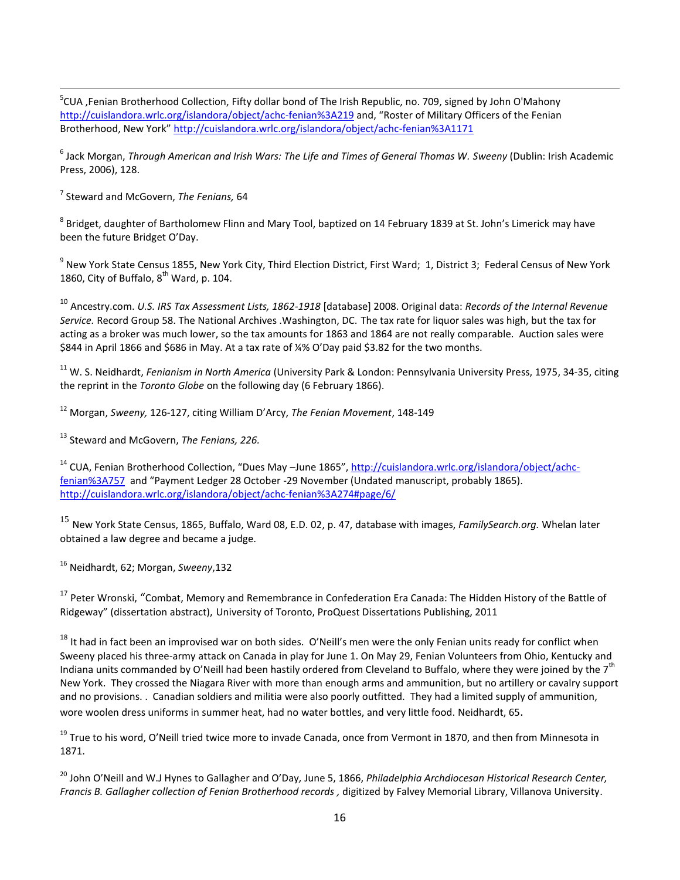[5]CUA ,Fenian Brotherhood Collection, Fifty dollar bond of The Irish Republic, no. 709, signed by John O'Mahony http://cuislandora.wrlc.org/islandora/object/achc-fenian%3A219 and, "Roster of Military Officers of the Fenian Brotherhood, New York" http://cuislandora.wrlc.org/islandora/object/achc-fenian%3A1171

[6] Jack Morgan, *Through American and Irish Wars: The Life and Times of General Thomas W. Sweeny* (Dublin: Irish Academic Press, 2006), 128.

[7] Steward and McGovern, *The Fenians,* 64

[8] Bridget, daughter of Bartholomew Flinn and Mary Tool, baptized on 14 February 1839 at St. John's Limerick may have been the future Bridget O'Day.

[9] New York State Census 1855, New York City, Third Election District, First Ward; 1, District 3; Federal Census of New York 1860, City of Buffalo, 8th Ward, p. 104.

[10] Ancestry.com. *U.S. IRS Tax Assessment Lists, 1862-1918* [database] 2008. Original data: *Records of the Internal Revenue Service.* Record Group 58. The National Archives .Washington, DC. The tax rate for liquor sales was high, but the tax for acting as a broker was much lower, so the tax amounts for 1863 and 1864 are not really comparable. Auction sales were $844 in April 1866 and $686 in May. At a tax rate of ¼% O'Day paid $3.82 for the two months.

[11] W. S. Neidhardt, *Fenianism in North America* (University Park & London: Pennsylvania University Press, 1975, 34-35, citing the reprint in the *Toronto Globe* on the following day (6 February 1866).

[12] Morgan, *Sweeny,* 126-127, citing William D'Arcy, *The Fenian Movement*, 148-149

[13] Steward and McGovern, *The Fenians, 226.*

[14] CUA, Fenian Brotherhood Collection, "Dues May –June 1865", http://cuislandora.wrlc.org/islandora/object/achc-fenian%3A757 and "Payment Ledger 28 October -29 November (Undated manuscript, probably 1865). http://cuislandora.wrlc.org/islandora/object/achc-fenian%3A274#page/6/

[15] New York State Census, 1865, Buffalo, Ward 08, E.D. 02, p. 47, database with images, *FamilySearch.org.* Whelan later obtained a law degree and became a judge.

[16] Neidhardt, 62; Morgan, *Sweeny*,132

[17] Peter Wronski, "Combat, Memory and Remembrance in Confederation Era Canada: The Hidden History of the Battle of Ridgeway" (dissertation abstract), University of Toronto, ProQuest Dissertations Publishing, 2011

[18] It had in fact been an improvised war on both sides. O'Neill's men were the only Fenian units ready for conflict when Sweeny placed his three-army attack on Canada in play for June 1. On May 29, Fenian Volunteers from Ohio, Kentucky and Indiana units commanded by O'Neill had been hastily ordered from Cleveland to Buffalo, where they were joined by the 7th New York. They crossed the Niagara River with more than enough arms and ammunition, but no artillery or cavalry support and no provisions. . Canadian soldiers and militia were also poorly outfitted. They had a limited supply of ammunition, wore woolen dress uniforms in summer heat, had no water bottles, and very little food. Neidhardt, 65.

[19] True to his word, O'Neill tried twice more to invade Canada, once from Vermont in 1870, and then from Minnesota in 1871.

[20] John O'Neill and W.J Hynes to Gallagher and O'Day, June 5, 1866, *Philadelphia Archdiocesan Historical Research Center, Francis B. Gallagher collection of Fenian Brotherhood records ,* digitized by Falvey Memorial Library, Villanova University.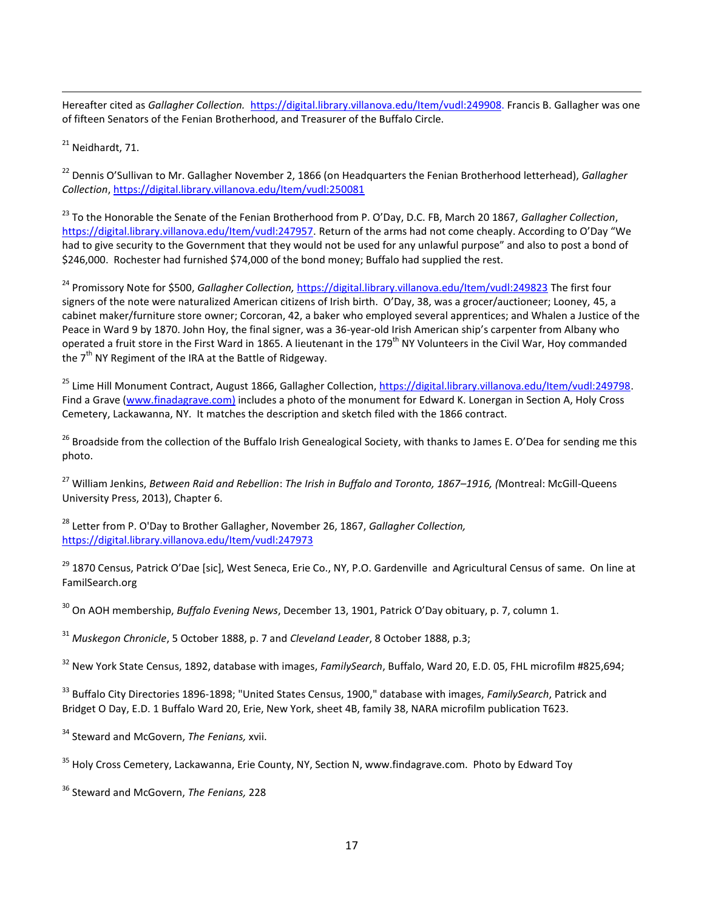Hereafter cited as *Gallagher Collection.* https://digital.library.villanova.edu/Item/vudl:249908. Francis B. Gallagher was one of fifteen Senators of the Fenian Brotherhood, and Treasurer of the Buffalo Circle.

[21] Neidhardt, 71.

[22] Dennis O'Sullivan to Mr. Gallagher November 2, 1866 (on Headquarters the Fenian Brotherhood letterhead), *Gallagher Collection*, https://digital.library.villanova.edu/Item/vudl:250081

[23] To the Honorable the Senate of the Fenian Brotherhood from P. O'Day, D.C. FB, March 20 1867, *Gallagher Collection*, https://digital.library.villanova.edu/Item/vudl:247957. Return of the arms had not come cheaply. According to O'Day "We had to give security to the Government that they would not be used for any unlawful purpose" and also to post a bond of $246,000. Rochester had furnished $74,000 of the bond money; Buffalo had supplied the rest.

[24] Promissory Note for $500, *Gallagher Collection,* https://digital.library.villanova.edu/Item/vudl:249823 The first four signers of the note were naturalized American citizens of Irish birth. O'Day, 38, was a grocer/auctioneer; Looney, 45, a cabinet maker/furniture store owner; Corcoran, 42, a baker who employed several apprentices; and Whalen a Justice of the Peace in Ward 9 by 1870. John Hoy, the final signer, was a 36-year-old Irish American ship's carpenter from Albany who operated a fruit store in the First Ward in 1865. A lieutenant in the 179th NY Volunteers in the Civil War, Hoy commanded the 7th NY Regiment of the IRA at the Battle of Ridgeway.

[25] Lime Hill Monument Contract, August 1866, Gallagher Collection, https://digital.library.villanova.edu/Item/vudl:249798. Find a Grave (www.finadagrave.com) includes a photo of the monument for Edward K. Lonergan in Section A, Holy Cross Cemetery, Lackawanna, NY. It matches the description and sketch filed with the 1866 contract.

[26] Broadside from the collection of the Buffalo Irish Genealogical Society, with thanks to James E. O'Dea for sending me this photo.

[27] William Jenkins, *Between Raid and Rebellion*: *The Irish in Buffalo and Toronto, 1867–1916, (*Montreal: McGill-Queens University Press, 2013), Chapter 6.

[28] Letter from P. O'Day to Brother Gallagher, November 26, 1867, *Gallagher Collection,* https://digital.library.villanova.edu/Item/vudl:247973

[29] 1870 Census, Patrick O'Dae [sic], West Seneca, Erie Co., NY, P.O. Gardenville and Agricultural Census of same. On line at FamilSearch.org

[30] On AOH membership, *Buffalo Evening News*, December 13, 1901, Patrick O'Day obituary, p. 7, column 1.

[31] *Muskegon Chronicle*, 5 October 1888, p. 7 and *Cleveland Leader*, 8 October 1888, p.3;

[32] New York State Census, 1892, database with images, *FamilySearch*, Buffalo, Ward 20, E.D. 05, FHL microfilm #825,694;

[33] Buffalo City Directories 1896-1898; "United States Census, 1900," database with images, *FamilySearch*, Patrick and Bridget O Day, E.D. 1 Buffalo Ward 20, Erie, New York, sheet 4B, family 38, NARA microfilm publication T623.

[34] Steward and McGovern, *The Fenians,* xvii.

[35] Holy Cross Cemetery, Lackawanna, Erie County, NY, Section N, www.findagrave.com. Photo by Edward Toy

[36] Steward and McGovern, *The Fenians,* 228